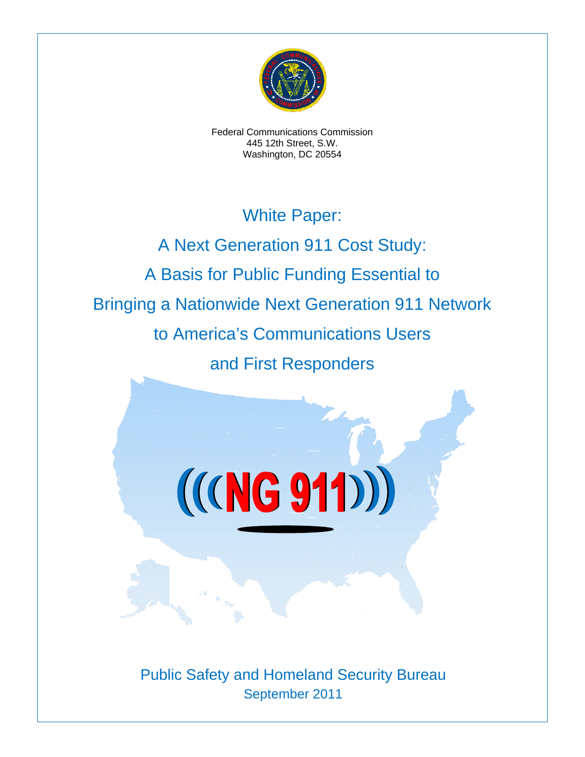Federal Communications Commission
445 12th Street, S.W.
Washington, DC 20554

# White Paper:
# A Next Generation 911 Cost Study:
# A Basis for Public Funding Essential to Bringing a Nationwide Next Generation 911 Network to America's Communications Users and First Responders

Public Safety and Homeland Security Bureau
September 2011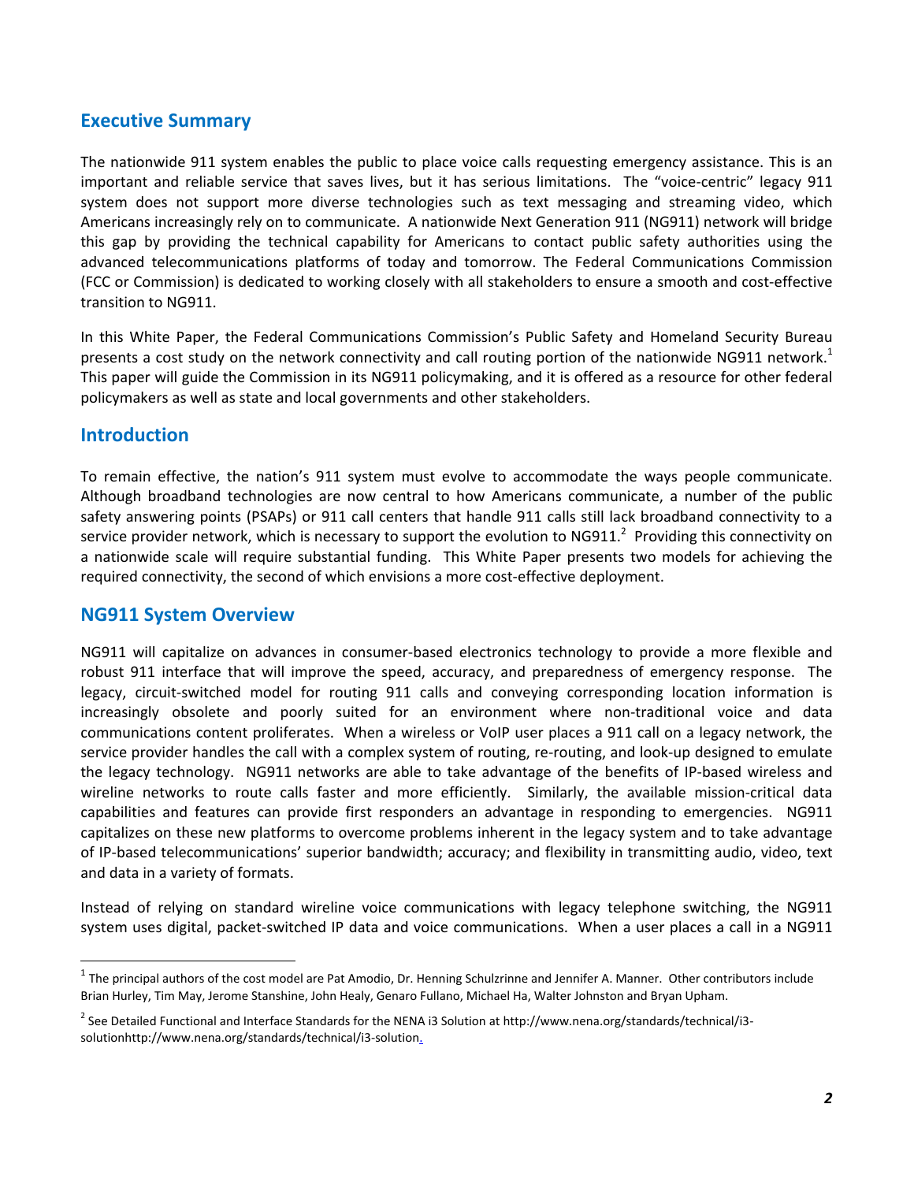## Executive Summary

The nationwide 911 system enables the public to place voice calls requesting emergency assistance. This is an important and reliable service that saves lives, but it has serious limitations. The "voice-centric" legacy 911 system does not support more diverse technologies such as text messaging and streaming video, which Americans increasingly rely on to communicate. A nationwide Next Generation 911 (NG911) network will bridge this gap by providing the technical capability for Americans to contact public safety authorities using the advanced telecommunications platforms of today and tomorrow. The Federal Communications Commission (FCC or Commission) is dedicated to working closely with all stakeholders to ensure a smooth and cost-effective transition to NG911.

In this White Paper, the Federal Communications Commission's Public Safety and Homeland Security Bureau presents a cost study on the network connectivity and call routing portion of the nationwide NG911 network.[1] This paper will guide the Commission in its NG911 policymaking, and it is offered as a resource for other federal policymakers as well as state and local governments and other stakeholders.

## Introduction

To remain effective, the nation's 911 system must evolve to accommodate the ways people communicate. Although broadband technologies are now central to how Americans communicate, a number of the public safety answering points (PSAPs) or 911 call centers that handle 911 calls still lack broadband connectivity to a service provider network, which is necessary to support the evolution to NG911.[2] Providing this connectivity on a nationwide scale will require substantial funding. This White Paper presents two models for achieving the required connectivity, the second of which envisions a more cost-effective deployment.

## NG911 System Overview

NG911 will capitalize on advances in consumer-based electronics technology to provide a more flexible and robust 911 interface that will improve the speed, accuracy, and preparedness of emergency response. The legacy, circuit-switched model for routing 911 calls and conveying corresponding location information is increasingly obsolete and poorly suited for an environment where non-traditional voice and data communications content proliferates. When a wireless or VoIP user places a 911 call on a legacy network, the service provider handles the call with a complex system of routing, re-routing, and look-up designed to emulate the legacy technology. NG911 networks are able to take advantage of the benefits of IP-based wireless and wireline networks to route calls faster and more efficiently. Similarly, the available mission-critical data capabilities and features can provide first responders an advantage in responding to emergencies. NG911 capitalizes on these new platforms to overcome problems inherent in the legacy system and to take advantage of IP-based telecommunications' superior bandwidth; accuracy; and flexibility in transmitting audio, video, text and data in a variety of formats.

Instead of relying on standard wireline voice communications with legacy telephone switching, the NG911 system uses digital, packet-switched IP data and voice communications. When a user places a call in a NG911

---

[1] The principal authors of the cost model are Pat Amodio, Dr. Henning Schulzrinne and Jennifer A. Manner. Other contributors include Brian Hurley, Tim May, Jerome Stanshine, John Healy, Genaro Fullano, Michael Ha, Walter Johnston and Bryan Upham.

[2] See Detailed Functional and Interface Standards for the NENA i3 Solution at http://www.nena.org/standards/technical/i3-solutionhttp://www.nena.org/standards/technical/i3-solution.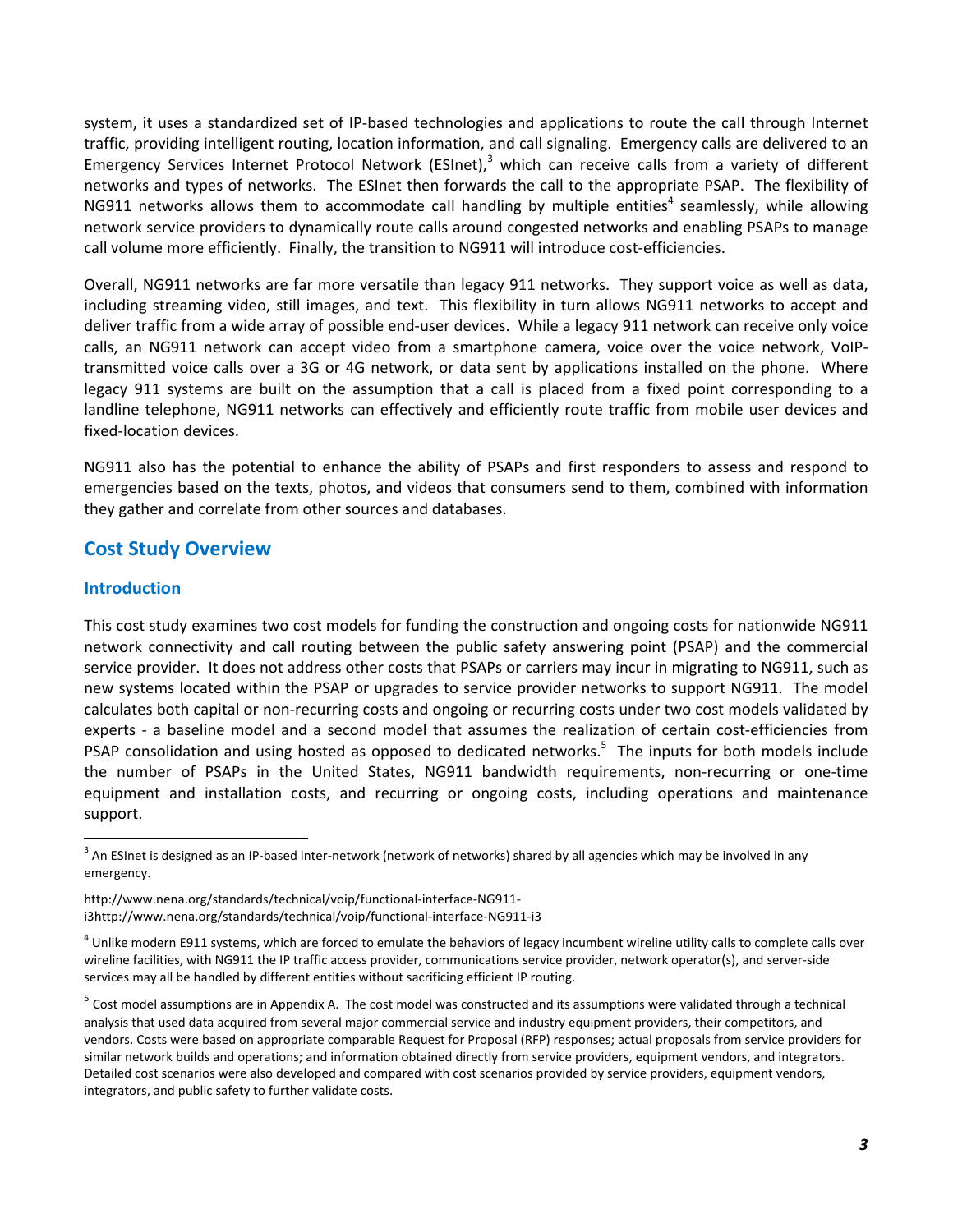system, it uses a standardized set of IP-based technologies and applications to route the call through Internet traffic, providing intelligent routing, location information, and call signaling. Emergency calls are delivered to an Emergency Services Internet Protocol Network (ESInet),[3] which can receive calls from a variety of different networks and types of networks. The ESInet then forwards the call to the appropriate PSAP. The flexibility of NG911 networks allows them to accommodate call handling by multiple entities[4] seamlessly, while allowing network service providers to dynamically route calls around congested networks and enabling PSAPs to manage call volume more efficiently. Finally, the transition to NG911 will introduce cost-efficiencies.

Overall, NG911 networks are far more versatile than legacy 911 networks. They support voice as well as data, including streaming video, still images, and text. This flexibility in turn allows NG911 networks to accept and deliver traffic from a wide array of possible end-user devices. While a legacy 911 network can receive only voice calls, an NG911 network can accept video from a smartphone camera, voice over the voice network, VoIP-transmitted voice calls over a 3G or 4G network, or data sent by applications installed on the phone. Where legacy 911 systems are built on the assumption that a call is placed from a fixed point corresponding to a landline telephone, NG911 networks can effectively and efficiently route traffic from mobile user devices and fixed-location devices.

NG911 also has the potential to enhance the ability of PSAPs and first responders to assess and respond to emergencies based on the texts, photos, and videos that consumers send to them, combined with information they gather and correlate from other sources and databases.

## Cost Study Overview

### Introduction

This cost study examines two cost models for funding the construction and ongoing costs for nationwide NG911 network connectivity and call routing between the public safety answering point (PSAP) and the commercial service provider. It does not address other costs that PSAPs or carriers may incur in migrating to NG911, such as new systems located within the PSAP or upgrades to service provider networks to support NG911. The model calculates both capital or non-recurring costs and ongoing or recurring costs under two cost models validated by experts - a baseline model and a second model that assumes the realization of certain cost-efficiencies from PSAP consolidation and using hosted as opposed to dedicated networks.[5] The inputs for both models include the number of PSAPs in the United States, NG911 bandwidth requirements, non-recurring or one-time equipment and installation costs, and recurring or ongoing costs, including operations and maintenance support.

---

[3] An ESInet is designed as an IP-based inter-network (network of networks) shared by all agencies which may be involved in any emergency.

http://www.nena.org/standards/technical/voip/functional-interface-NG911-i3http://www.nena.org/standards/technical/voip/functional-interface-NG911-i3

[4] Unlike modern E911 systems, which are forced to emulate the behaviors of legacy incumbent wireline utility calls to complete calls over wireline facilities, with NG911 the IP traffic access provider, communications service provider, network operator(s), and server-side services may all be handled by different entities without sacrificing efficient IP routing.

[5] Cost model assumptions are in Appendix A. The cost model was constructed and its assumptions were validated through a technical analysis that used data acquired from several major commercial service and industry equipment providers, their competitors, and vendors. Costs were based on appropriate comparable Request for Proposal (RFP) responses; actual proposals from service providers for similar network builds and operations; and information obtained directly from service providers, equipment vendors, and integrators. Detailed cost scenarios were also developed and compared with cost scenarios provided by service providers, equipment vendors, integrators, and public safety to further validate costs.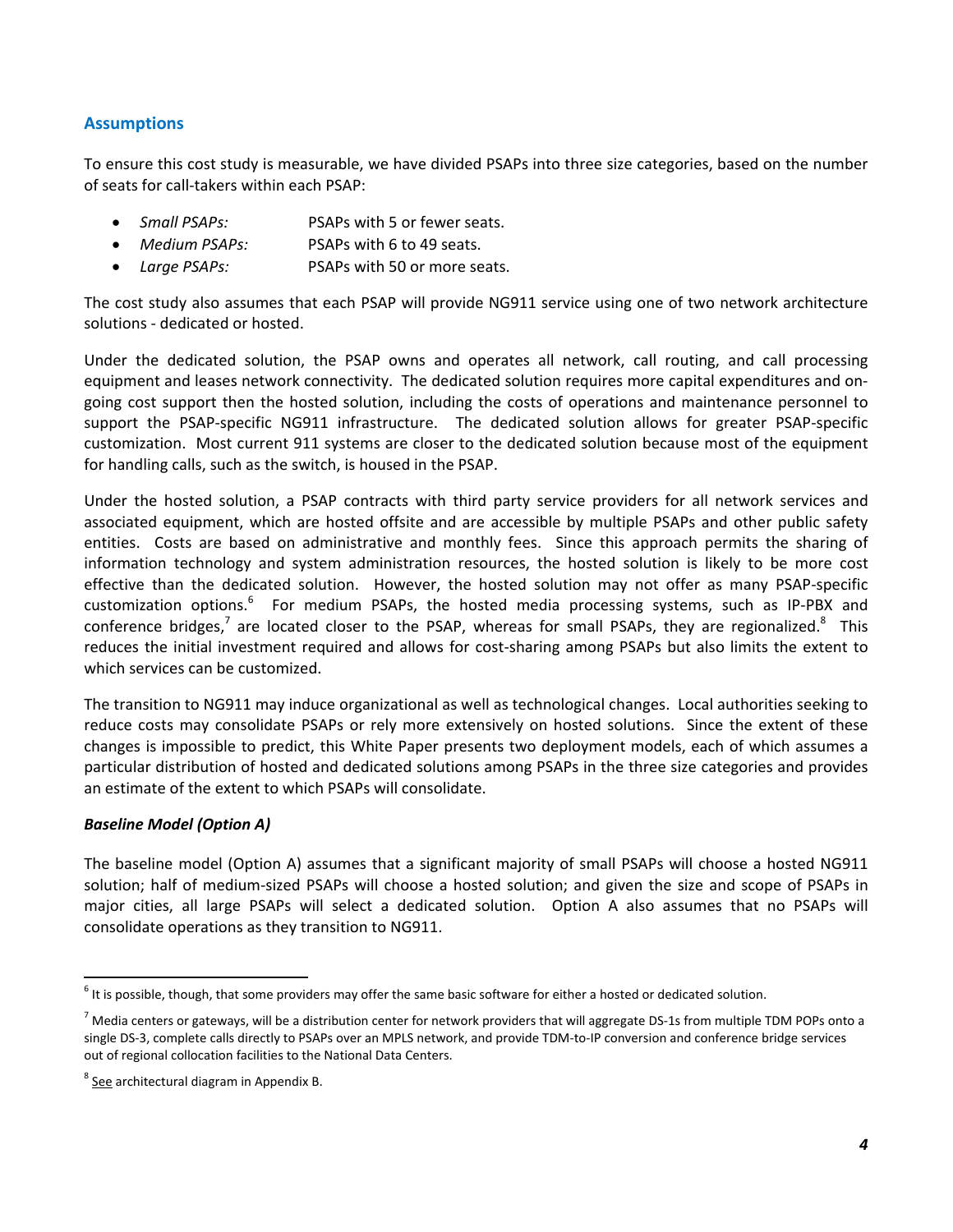## Assumptions

To ensure this cost study is measurable, we have divided PSAPs into three size categories, based on the number of seats for call-takers within each PSAP:

- *Small PSAPs:* PSAPs with 5 or fewer seats.
- *Medium PSAPs:* PSAPs with 6 to 49 seats.
- *Large PSAPs:* PSAPs with 50 or more seats.

The cost study also assumes that each PSAP will provide NG911 service using one of two network architecture solutions - dedicated or hosted.

Under the dedicated solution, the PSAP owns and operates all network, call routing, and call processing equipment and leases network connectivity. The dedicated solution requires more capital expenditures and on-going cost support then the hosted solution, including the costs of operations and maintenance personnel to support the PSAP-specific NG911 infrastructure. The dedicated solution allows for greater PSAP-specific customization. Most current 911 systems are closer to the dedicated solution because most of the equipment for handling calls, such as the switch, is housed in the PSAP.

Under the hosted solution, a PSAP contracts with third party service providers for all network services and associated equipment, which are hosted offsite and are accessible by multiple PSAPs and other public safety entities. Costs are based on administrative and monthly fees. Since this approach permits the sharing of information technology and system administration resources, the hosted solution is likely to be more cost effective than the dedicated solution. However, the hosted solution may not offer as many PSAP-specific customization options.[6] For medium PSAPs, the hosted media processing systems, such as IP-PBX and conference bridges,[7] are located closer to the PSAP, whereas for small PSAPs, they are regionalized.[8] This reduces the initial investment required and allows for cost-sharing among PSAPs but also limits the extent to which services can be customized.

The transition to NG911 may induce organizational as well as technological changes. Local authorities seeking to reduce costs may consolidate PSAPs or rely more extensively on hosted solutions. Since the extent of these changes is impossible to predict, this White Paper presents two deployment models, each of which assumes a particular distribution of hosted and dedicated solutions among PSAPs in the three size categories and provides an estimate of the extent to which PSAPs will consolidate.

### *Baseline Model (Option A)*

The baseline model (Option A) assumes that a significant majority of small PSAPs will choose a hosted NG911 solution; half of medium-sized PSAPs will choose a hosted solution; and given the size and scope of PSAPs in major cities, all large PSAPs will select a dedicated solution. Option A also assumes that no PSAPs will consolidate operations as they transition to NG911.

---

[6] It is possible, though, that some providers may offer the same basic software for either a hosted or dedicated solution.

[7] Media centers or gateways, will be a distribution center for network providers that will aggregate DS-1s from multiple TDM POPs onto a single DS-3, complete calls directly to PSAPs over an MPLS network, and provide TDM-to-IP conversion and conference bridge services out of regional collocation facilities to the National Data Centers.

[8] See architectural diagram in Appendix B.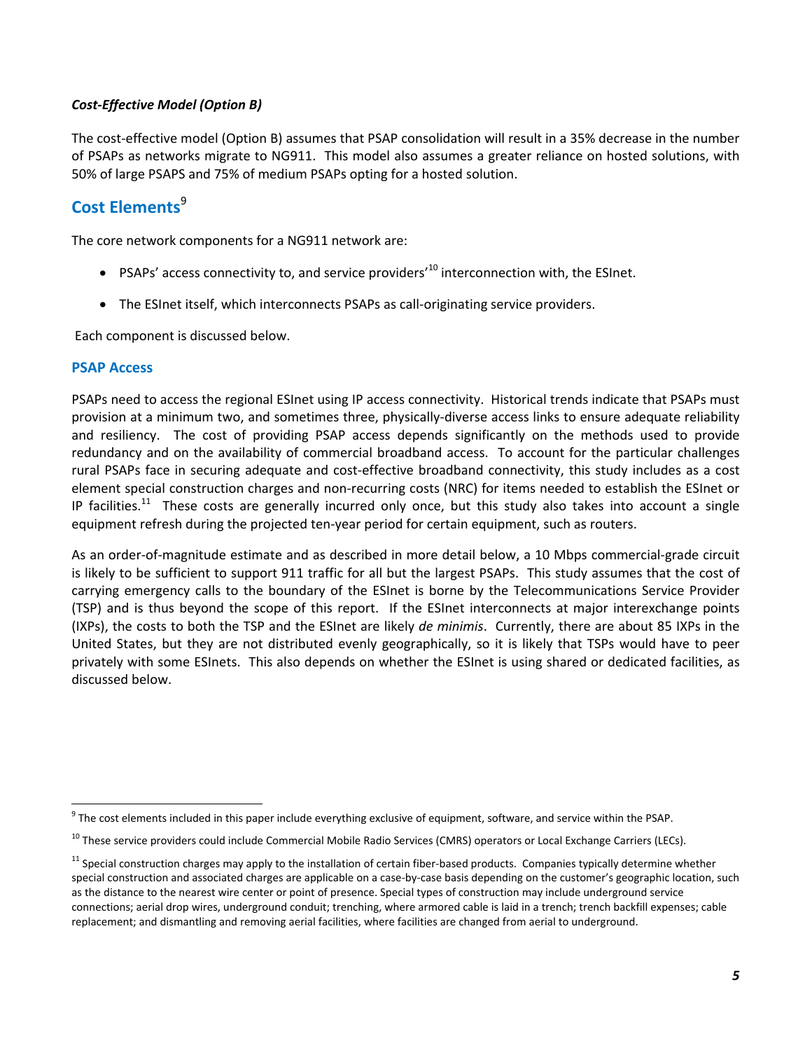***Cost-Effective Model (Option B)***

The cost-effective model (Option B) assumes that PSAP consolidation will result in a 35% decrease in the number of PSAPs as networks migrate to NG911. This model also assumes a greater reliance on hosted solutions, with 50% of large PSAPS and 75% of medium PSAPs opting for a hosted solution.

## Cost Elements[9]

The core network components for a NG911 network are:

- PSAPs' access connectivity to, and service providers'[10] interconnection with, the ESInet.
- The ESInet itself, which interconnects PSAPs as call-originating service providers.

Each component is discussed below.

### PSAP Access

PSAPs need to access the regional ESInet using IP access connectivity. Historical trends indicate that PSAPs must provision at a minimum two, and sometimes three, physically-diverse access links to ensure adequate reliability and resiliency. The cost of providing PSAP access depends significantly on the methods used to provide redundancy and on the availability of commercial broadband access. To account for the particular challenges rural PSAPs face in securing adequate and cost-effective broadband connectivity, this study includes as a cost element special construction charges and non-recurring costs (NRC) for items needed to establish the ESInet or IP facilities.[11] These costs are generally incurred only once, but this study also takes into account a single equipment refresh during the projected ten-year period for certain equipment, such as routers.

As an order-of-magnitude estimate and as described in more detail below, a 10 Mbps commercial-grade circuit is likely to be sufficient to support 911 traffic for all but the largest PSAPs. This study assumes that the cost of carrying emergency calls to the boundary of the ESInet is borne by the Telecommunications Service Provider (TSP) and is thus beyond the scope of this report. If the ESInet interconnects at major interexchange points (IXPs), the costs to both the TSP and the ESInet are likely *de minimis*. Currently, there are about 85 IXPs in the United States, but they are not distributed evenly geographically, so it is likely that TSPs would have to peer privately with some ESInets. This also depends on whether the ESInet is using shared or dedicated facilities, as discussed below.

---

[9] The cost elements included in this paper include everything exclusive of equipment, software, and service within the PSAP.

[10] These service providers could include Commercial Mobile Radio Services (CMRS) operators or Local Exchange Carriers (LECs).

[11] Special construction charges may apply to the installation of certain fiber-based products. Companies typically determine whether special construction and associated charges are applicable on a case-by-case basis depending on the customer's geographic location, such as the distance to the nearest wire center or point of presence. Special types of construction may include underground service connections; aerial drop wires, underground conduit; trenching, where armored cable is laid in a trench; trench backfill expenses; cable replacement; and dismantling and removing aerial facilities, where facilities are changed from aerial to underground.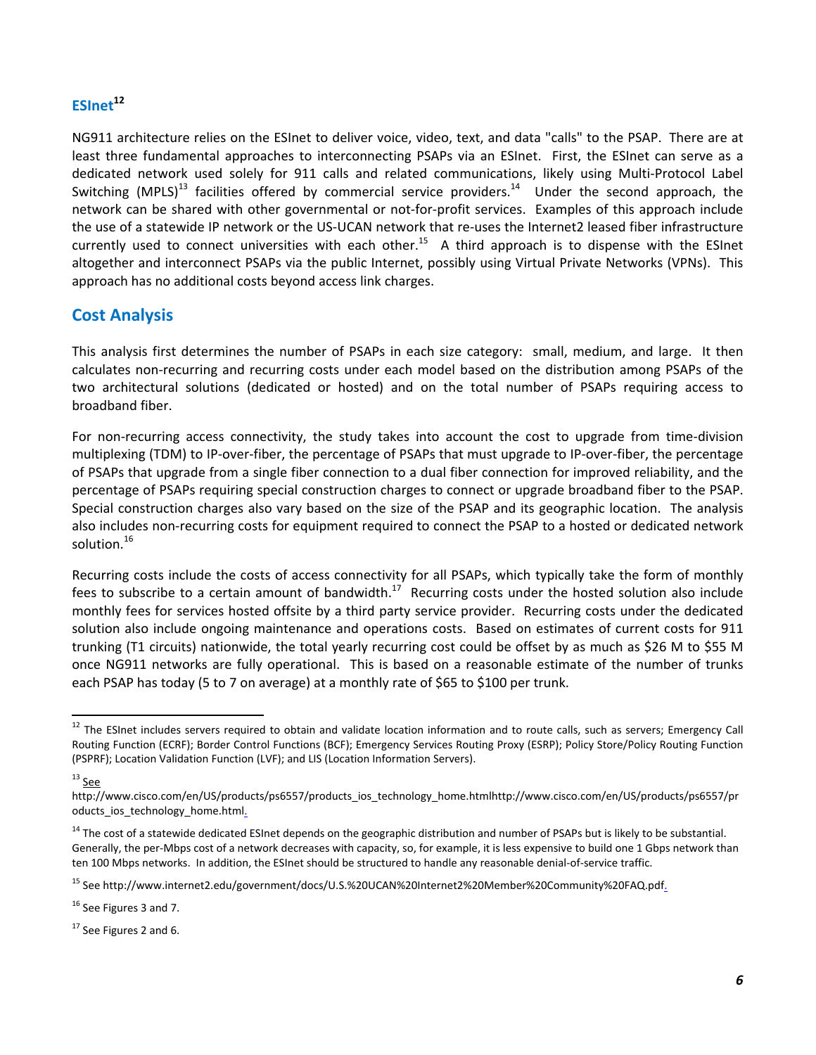## ESInet[12]

NG911 architecture relies on the ESInet to deliver voice, video, text, and data "calls" to the PSAP. There are at least three fundamental approaches to interconnecting PSAPs via an ESInet. First, the ESInet can serve as a dedicated network used solely for 911 calls and related communications, likely using Multi-Protocol Label Switching (MPLS)[13] facilities offered by commercial service providers.[14] Under the second approach, the network can be shared with other governmental or not-for-profit services. Examples of this approach include the use of a statewide IP network or the US-UCAN network that re-uses the Internet2 leased fiber infrastructure currently used to connect universities with each other.[15] A third approach is to dispense with the ESInet altogether and interconnect PSAPs via the public Internet, possibly using Virtual Private Networks (VPNs). This approach has no additional costs beyond access link charges.

## Cost Analysis

This analysis first determines the number of PSAPs in each size category: small, medium, and large. It then calculates non-recurring and recurring costs under each model based on the distribution among PSAPs of the two architectural solutions (dedicated or hosted) and on the total number of PSAPs requiring access to broadband fiber.

For non-recurring access connectivity, the study takes into account the cost to upgrade from time-division multiplexing (TDM) to IP-over-fiber, the percentage of PSAPs that must upgrade to IP-over-fiber, the percentage of PSAPs that upgrade from a single fiber connection to a dual fiber connection for improved reliability, and the percentage of PSAPs requiring special construction charges to connect or upgrade broadband fiber to the PSAP. Special construction charges also vary based on the size of the PSAP and its geographic location. The analysis also includes non-recurring costs for equipment required to connect the PSAP to a hosted or dedicated network solution.[16]

Recurring costs include the costs of access connectivity for all PSAPs, which typically take the form of monthly fees to subscribe to a certain amount of bandwidth.[17] Recurring costs under the hosted solution also include monthly fees for services hosted offsite by a third party service provider. Recurring costs under the dedicated solution also include ongoing maintenance and operations costs. Based on estimates of current costs for 911 trunking (T1 circuits) nationwide, the total yearly recurring cost could be offset by as much as $26 M to $55 M once NG911 networks are fully operational. This is based on a reasonable estimate of the number of trunks each PSAP has today (5 to 7 on average) at a monthly rate of $65 to $100 per trunk.

---

[12] The ESInet includes servers required to obtain and validate location information and to route calls, such as servers; Emergency Call Routing Function (ECRF); Border Control Functions (BCF); Emergency Services Routing Proxy (ESRP); Policy Store/Policy Routing Function (PSPRF); Location Validation Function (LVF); and LIS (Location Information Servers).

[13] See http://www.cisco.com/en/US/products/ps6557/products_ios_technology_home.htmlhttp://www.cisco.com/en/US/products/ps6557/products_ios_technology_home.html.

[14] The cost of a statewide dedicated ESInet depends on the geographic distribution and number of PSAPs but is likely to be substantial. Generally, the per-Mbps cost of a network decreases with capacity, so, for example, it is less expensive to build one 1 Gbps network than ten 100 Mbps networks. In addition, the ESInet should be structured to handle any reasonable denial-of-service traffic.

[15] See http://www.internet2.edu/government/docs/U.S.%20UCAN%20Internet2%20Member%20Community%20FAQ.pdf.

[16] See Figures 3 and 7.

[17] See Figures 2 and 6.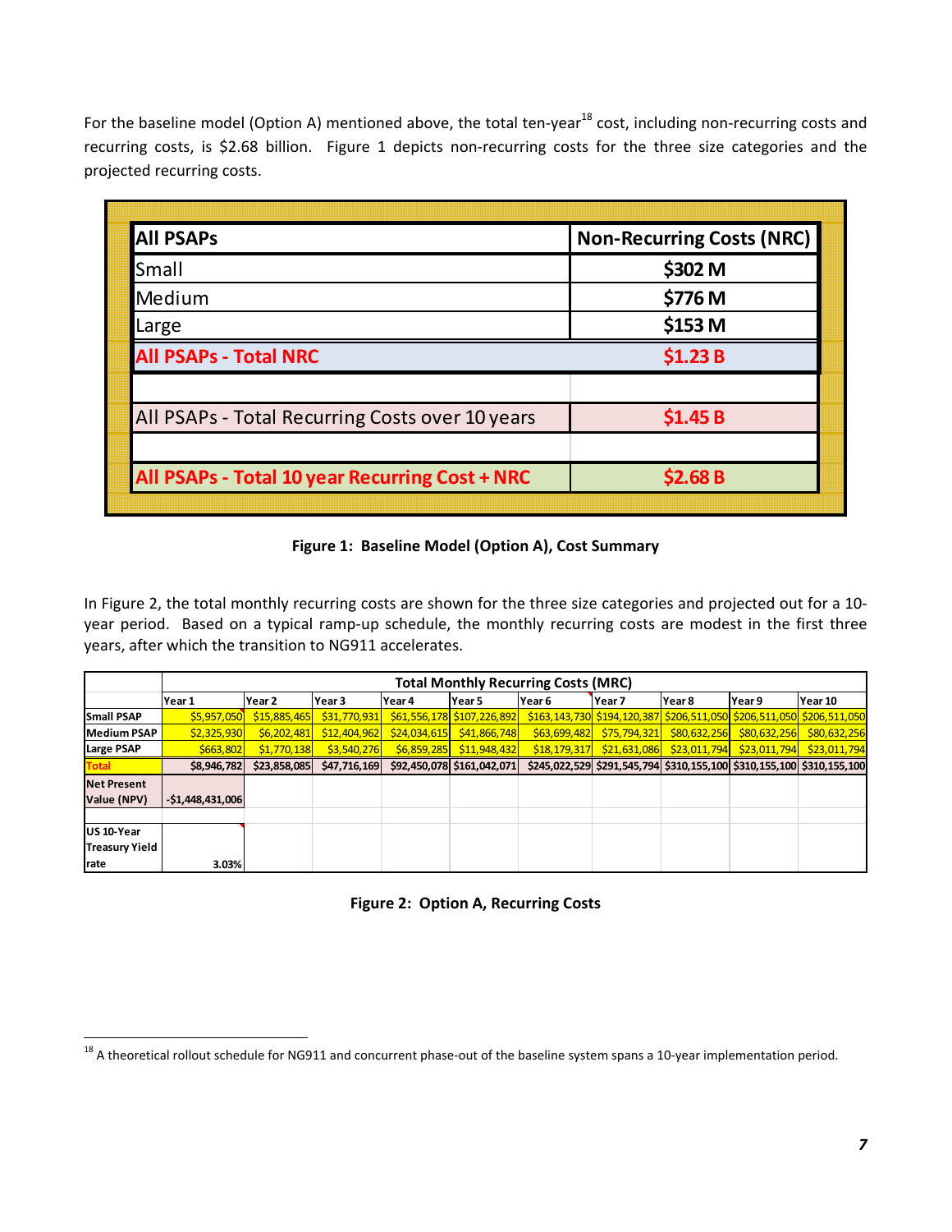For the baseline model (Option A) mentioned above, the total ten-year[18] cost, including non-recurring costs and recurring costs, is $2.68 billion. Figure 1 depicts non-recurring costs for the three size categories and the projected recurring costs.

| All PSAPs | Non-Recurring Costs (NRC) |
|---|---|
| Small | **$302 M** |
| Medium | **$776 M** |
| Large | **$153 M** |
| **All PSAPs - Total NRC** | **$1.23 B** |
| | |
| All PSAPs - Total Recurring Costs over 10 years | **$1.45 B** |
| | |
| **All PSAPs - Total 10 year Recurring Cost + NRC** | **$2.68 B** |

**Figure 1: Baseline Model (Option A), Cost Summary**

In Figure 2, the total monthly recurring costs are shown for the three size categories and projected out for a 10-year period. Based on a typical ramp-up schedule, the monthly recurring costs are modest in the first three years, after which the transition to NG911 accelerates.

| | Total Monthly Recurring Costs (MRC) | | | | | | | | | |
|---|---|---|---|---|---|---|---|---|---|---|
| | Year 1 | Year 2 | Year 3 | Year 4 | Year 5 | Year 6 | Year 7 | Year 8 | Year 9 | Year 10 |
| **Small PSAP** | $5,957,050 | $15,885,465 | $31,770,931 | $61,556,178 | $107,226,892 | $163,143,730 | $194,120,387 | $206,511,050 | $206,511,050 | $206,511,050 |
| **Medium PSAP** | $2,325,930 | $6,202,481 | $12,404,962 | $24,034,615 | $41,866,748 | $63,699,482 | $75,794,321 | $80,632,256 | $80,632,256 | $80,632,256 |
| **Large PSAP** | $663,802 | $1,770,138 | $3,540,276 | $6,859,285 | $11,948,432 | $18,179,317 | $21,631,086 | $23,011,794 | $23,011,794 | $23,011,794 |
| **Total** | **$8,946,782** | **$23,858,085** | **$47,716,169** | **$92,450,078** | **$161,042,071** | **$245,022,529** | **$291,545,794** | **$310,155,100** | **$310,155,100** | **$310,155,100** |
| **Net Present Value (NPV)** | **-$1,448,431,006** | | | | | | | | | |
| | | | | | | | | | | |
| **US 10-Year Treasury Yield rate** | **3.03%** | | | | | | | | | |

**Figure 2: Option A, Recurring Costs**

[18] A theoretical rollout schedule for NG911 and concurrent phase-out of the baseline system spans a 10-year implementation period.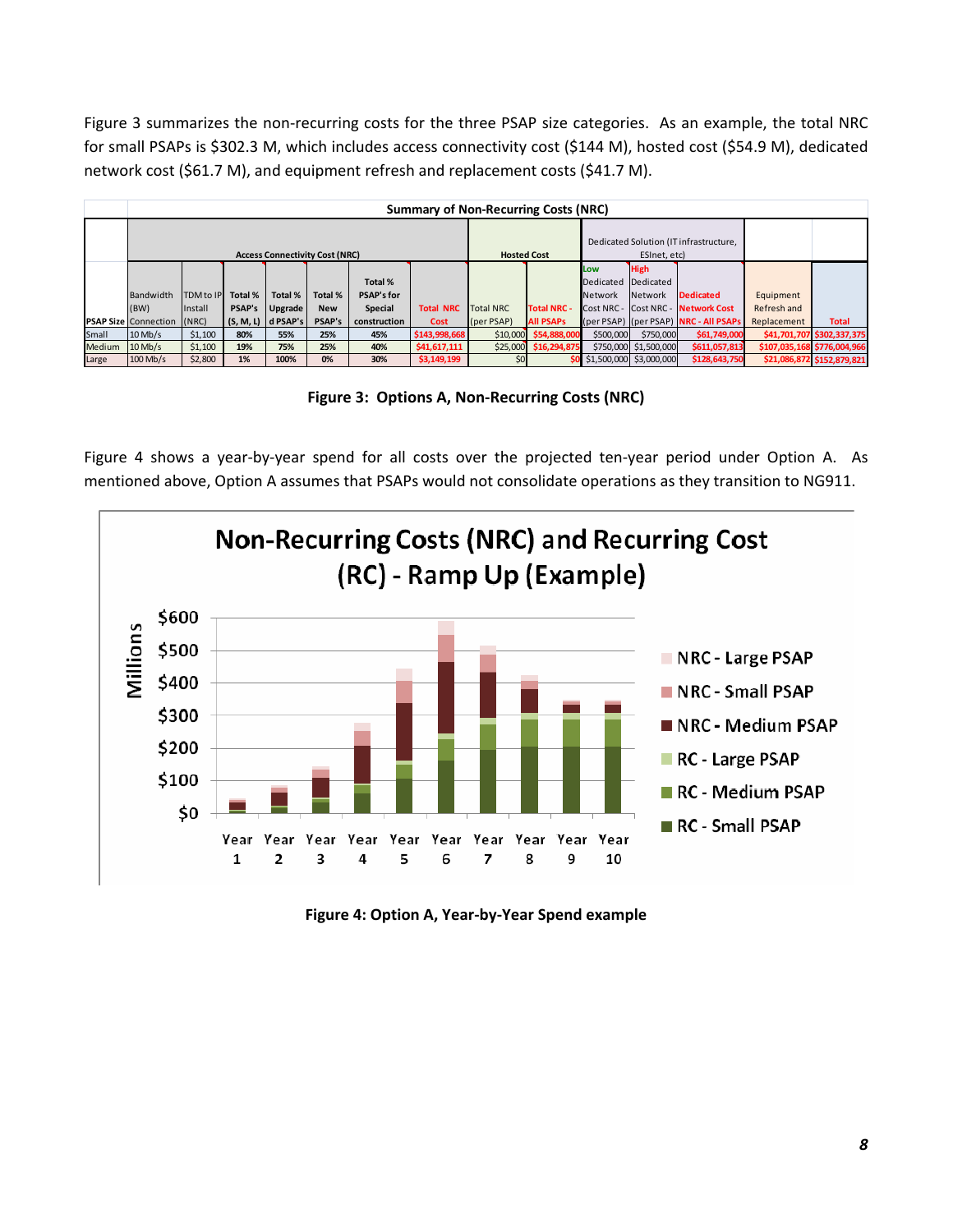Figure 3 summarizes the non-recurring costs for the three PSAP size categories. As an example, the total NRC for small PSAPs is \$302.3 M, which includes access connectivity cost (\$144 M), hosted cost (\$54.9 M), dedicated network cost (\$61.7 M), and equipment refresh and replacement costs (\$41.7 M).

**Summary of Non-Recurring Costs (NRC)**

| | Access Connectivity Cost (NRC) | | | | | | | Hosted Cost | | Dedicated Solution (IT infrastructure, ESInet, etc) | | | | |
|---|---|---|---|---|---|---|---|---|---|---|---|---|---|---|
| PSAP Size | Bandwidth (BW) Connection | TDM to IP Install (NRC) | Total % PSAP's (S, M, L) | Total % Upgraded PSAP's | Total % New PSAP's | Total % PSAP's for Special construction | Total NRC Cost | Total NRC (per PSAP) | Total NRC - All PSAPs | Low Dedicated Network Cost NRC - (per PSAP) | High Dedicated Network Cost NRC - (per PSAP) | Dedicated Network Cost NRC - All PSAPs | Equipment Refresh and Replacement | Total |
| Small | 10 Mb/s | \$1,100 | 80% | 55% | 25% | 45% | \$143,998,668 | \$10,000 | \$54,888,000 | \$500,000 | \$750,000 | \$61,749,000 | \$41,701,707 | \$302,337,375 |
| Medium | 10 Mb/s | \$1,100 | 19% | 75% | 25% | 40% | \$41,617,111 | \$25,000 | \$16,294,875 | \$750,000 | \$1,500,000 | \$611,057,813 | \$107,035,168 | \$776,004,966 |
| Large | 100 Mb/s | \$2,800 | 1% | 100% | 0% | 30% | \$3,149,199 | \$0 | \$0 | \$1,500,000 | \$3,000,000 | \$128,643,750 | \$21,086,872 | \$152,879,821 |

**Figure 3: Options A, Non-Recurring Costs (NRC)**

Figure 4 shows a year-by-year spend for all costs over the projected ten-year period under Option A. As mentioned above, Option A assumes that PSAPs would not consolidate operations as they transition to NG911.

**Figure 4: Option A, Year-by-Year Spend example**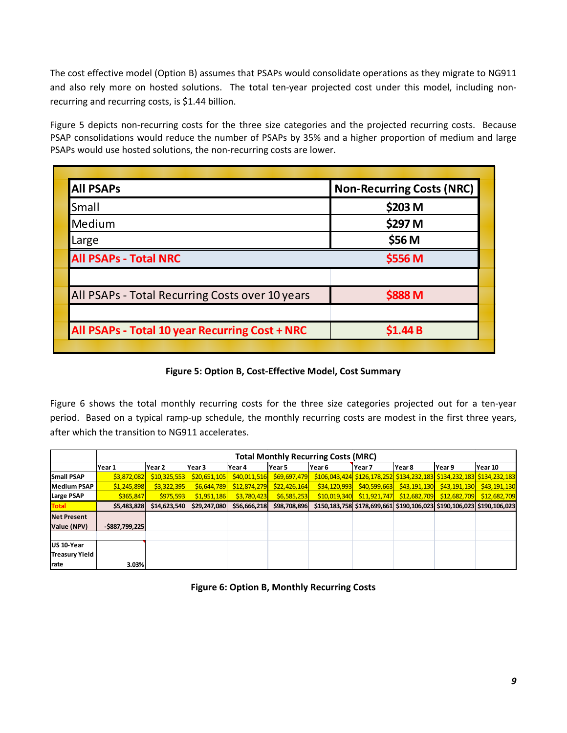The cost effective model (Option B) assumes that PSAPs would consolidate operations as they migrate to NG911 and also rely more on hosted solutions. The total ten-year projected cost under this model, including non-recurring and recurring costs, is $1.44 billion.

Figure 5 depicts non-recurring costs for the three size categories and the projected recurring costs. Because PSAP consolidations would reduce the number of PSAPs by 35% and a higher proportion of medium and large PSAPs would use hosted solutions, the non-recurring costs are lower.

| All PSAPs | Non-Recurring Costs (NRC) |
|---|---|
| Small | $203 M |
| Medium | $297 M |
| Large | $56 M |
| All PSAPs - Total NRC | $556 M |
| | |
| All PSAPs - Total Recurring Costs over 10 years | $888 M |
| | |
| All PSAPs - Total 10 year Recurring Cost + NRC | $1.44 B |

**Figure 5: Option B, Cost-Effective Model, Cost Summary**

Figure 6 shows the total monthly recurring costs for the three size categories projected out for a ten-year period. Based on a typical ramp-up schedule, the monthly recurring costs are modest in the first three years, after which the transition to NG911 accelerates.

| | Total Monthly Recurring Costs (MRC) | | | | | | | | | |
|---|---|---|---|---|---|---|---|---|---|---|
| | Year 1 | Year 2 | Year 3 | Year 4 | Year 5 | Year 6 | Year 7 | Year 8 | Year 9 | Year 10 |
| Small PSAP | $3,872,082 | $10,325,553 | $20,651,105 | $40,011,516 | $69,697,479 | $106,043,424 | $126,178,252 | $134,232,183 | $134,232,183 | $134,232,183 |
| Medium PSAP | $1,245,898 | $3,322,395 | $6,644,789 | $12,874,279 | $22,426,164 | $34,120,993 | $40,599,663 | $43,191,130 | $43,191,130 | $43,191,130 |
| Large PSAP | $365,847 | $975,593 | $1,951,186 | $3,780,423 | $6,585,253 | $10,019,340 | $11,921,747 | $12,682,709 | $12,682,709 | $12,682,709 |
| Total | $5,483,828 | $14,623,540 | $29,247,080 | $56,666,218 | $98,708,896 | $150,183,758 | $178,699,661 | $190,106,023 | $190,106,023 | $190,106,023 |
| Net Present Value (NPV) | -$887,799,225 | | | | | | | | | |
| US 10-Year Treasury Yield rate | 3.03% | | | | | | | | | |

**Figure 6: Option B, Monthly Recurring Costs**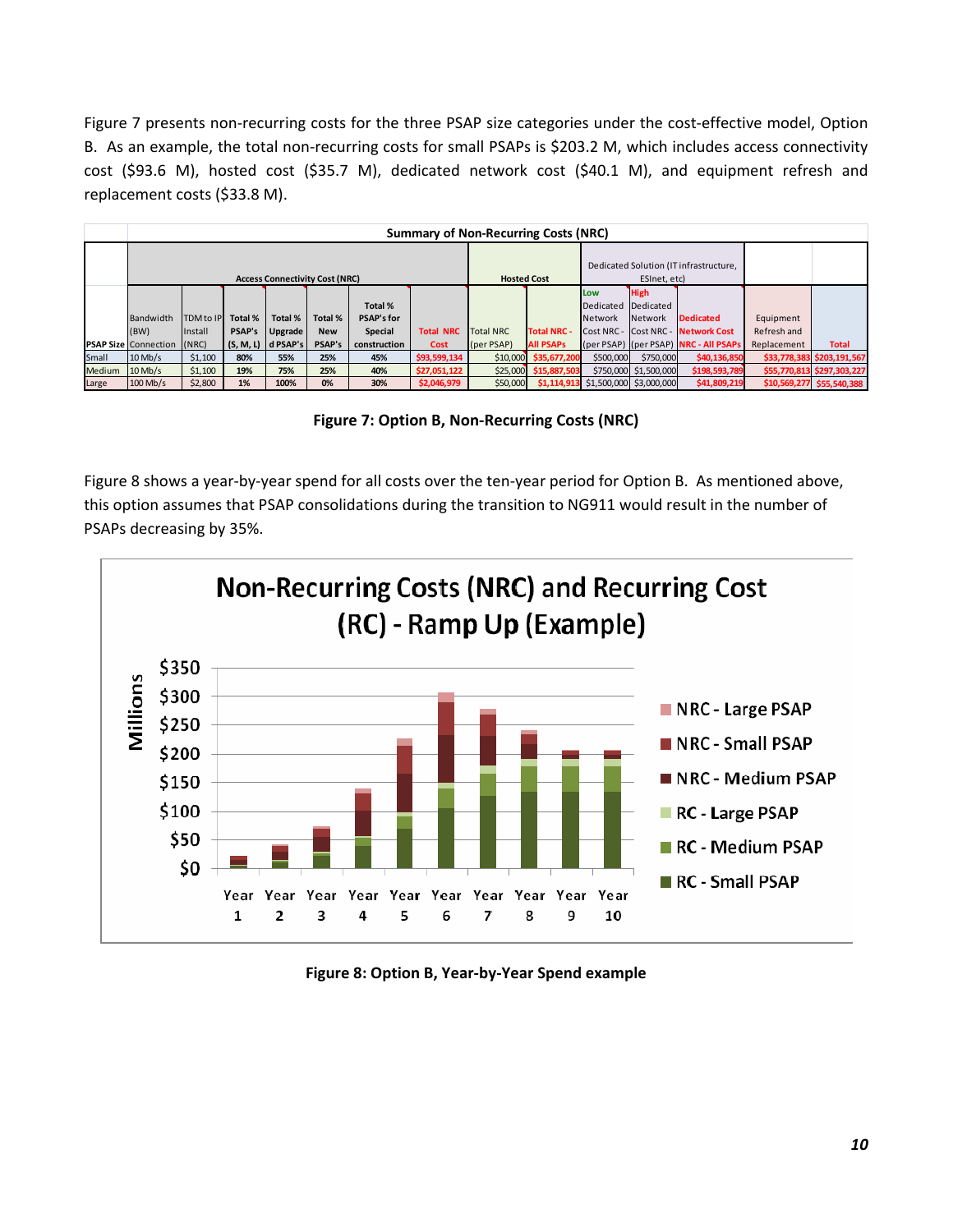Figure 7 presents non-recurring costs for the three PSAP size categories under the cost-effective model, Option B. As an example, the total non-recurring costs for small PSAPs is $203.2 M, which includes access connectivity cost ($93.6 M), hosted cost ($35.7 M), dedicated network cost ($40.1 M), and equipment refresh and replacement costs ($33.8 M).

| Summary of Non-Recurring Costs (NRC) | | | | | | | | | | | | | | | |
|---|---|---|---|---|---|---|---|---|---|---|---|---|---|---|---|
| | Access Connectivity Cost (NRC) | | | | | | | Hosted Cost | | Dedicated Solution (IT infrastructure, ESInet, etc) | | | | | |
| PSAP Size | Bandwidth (BW) Connection | TDM to IP Install (NRC) | Total % PSAP's (S, M, L) | Total % Upgraded PSAP's | Total % New PSAP's | Total % PSAP's for Special construction | Total NRC Cost | Total NRC (per PSAP) | Total NRC - All PSAPs | Low Dedicated Network Cost NRC - (per PSAP) | High Dedicated Network Cost NRC - (per PSAP) | Dedicated Network Cost NRC - All PSAPs | Equipment Refresh and Replacement | Total |
| Small | 10 Mb/s | $1,100 | 80% | 55% | 25% | 45% | $93,599,134 | $10,000 | $35,677,200 | $500,000 | $750,000 | $40,136,850 | $33,778,383 | $203,191,567 |
| Medium | 10 Mb/s | $1,100 | 19% | 75% | 25% | 40% | $27,051,122 | $25,000 | $15,887,503 | $750,000 | $1,500,000 | $198,593,789 | $55,770,813 | $297,303,227 |
| Large | 100 Mb/s | $2,800 | 1% | 100% | 0% | 30% | $2,046,979 | $50,000 | $1,114,913 | $1,500,000 | $3,000,000 | $41,809,219 | $10,569,277 | $55,540,388 |

**Figure 7: Option B, Non-Recurring Costs (NRC)**

Figure 8 shows a year-by-year spend for all costs over the ten-year period for Option B. As mentioned above, this option assumes that PSAP consolidations during the transition to NG911 would result in the number of PSAPs decreasing by 35%.

**Figure 8: Option B, Year-by-Year Spend example**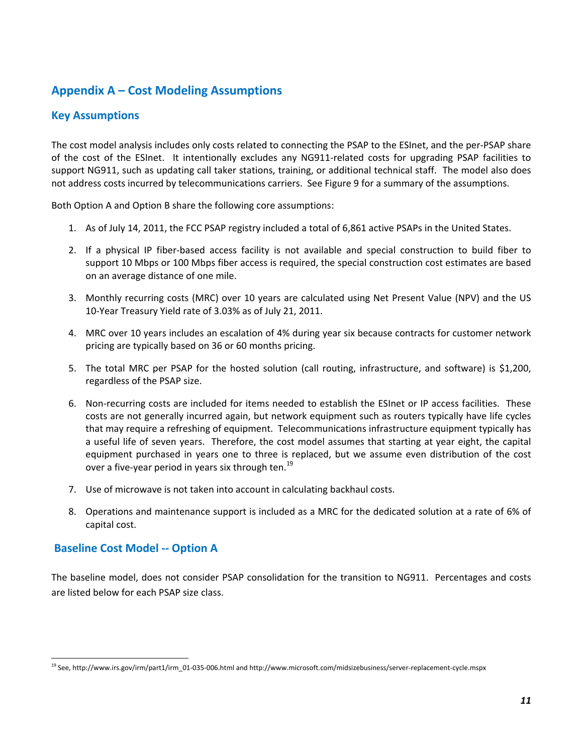## Appendix A – Cost Modeling Assumptions

### Key Assumptions

The cost model analysis includes only costs related to connecting the PSAP to the ESInet, and the per-PSAP share of the cost of the ESInet. It intentionally excludes any NG911-related costs for upgrading PSAP facilities to support NG911, such as updating call taker stations, training, or additional technical staff. The model also does not address costs incurred by telecommunications carriers. See Figure 9 for a summary of the assumptions.

Both Option A and Option B share the following core assumptions:

1. As of July 14, 2011, the FCC PSAP registry included a total of 6,861 active PSAPs in the United States.
2. If a physical IP fiber-based access facility is not available and special construction to build fiber to support 10 Mbps or 100 Mbps fiber access is required, the special construction cost estimates are based on an average distance of one mile.
3. Monthly recurring costs (MRC) over 10 years are calculated using Net Present Value (NPV) and the US 10-Year Treasury Yield rate of 3.03% as of July 21, 2011.
4. MRC over 10 years includes an escalation of 4% during year six because contracts for customer network pricing are typically based on 36 or 60 months pricing.
5. The total MRC per PSAP for the hosted solution (call routing, infrastructure, and software) is $1,200, regardless of the PSAP size.
6. Non-recurring costs are included for items needed to establish the ESInet or IP access facilities. These costs are not generally incurred again, but network equipment such as routers typically have life cycles that may require a refreshing of equipment. Telecommunications infrastructure equipment typically has a useful life of seven years. Therefore, the cost model assumes that starting at year eight, the capital equipment purchased in years one to three is replaced, but we assume even distribution of the cost over a five-year period in years six through ten.[19]
7. Use of microwave is not taken into account in calculating backhaul costs.
8. Operations and maintenance support is included as a MRC for the dedicated solution at a rate of 6% of capital cost.

### Baseline Cost Model -- Option A

The baseline model, does not consider PSAP consolidation for the transition to NG911. Percentages and costs are listed below for each PSAP size class.

[19] See, http://www.irs.gov/irm/part1/irm_01-035-006.html and http://www.microsoft.com/midsizebusiness/server-replacement-cycle.mspx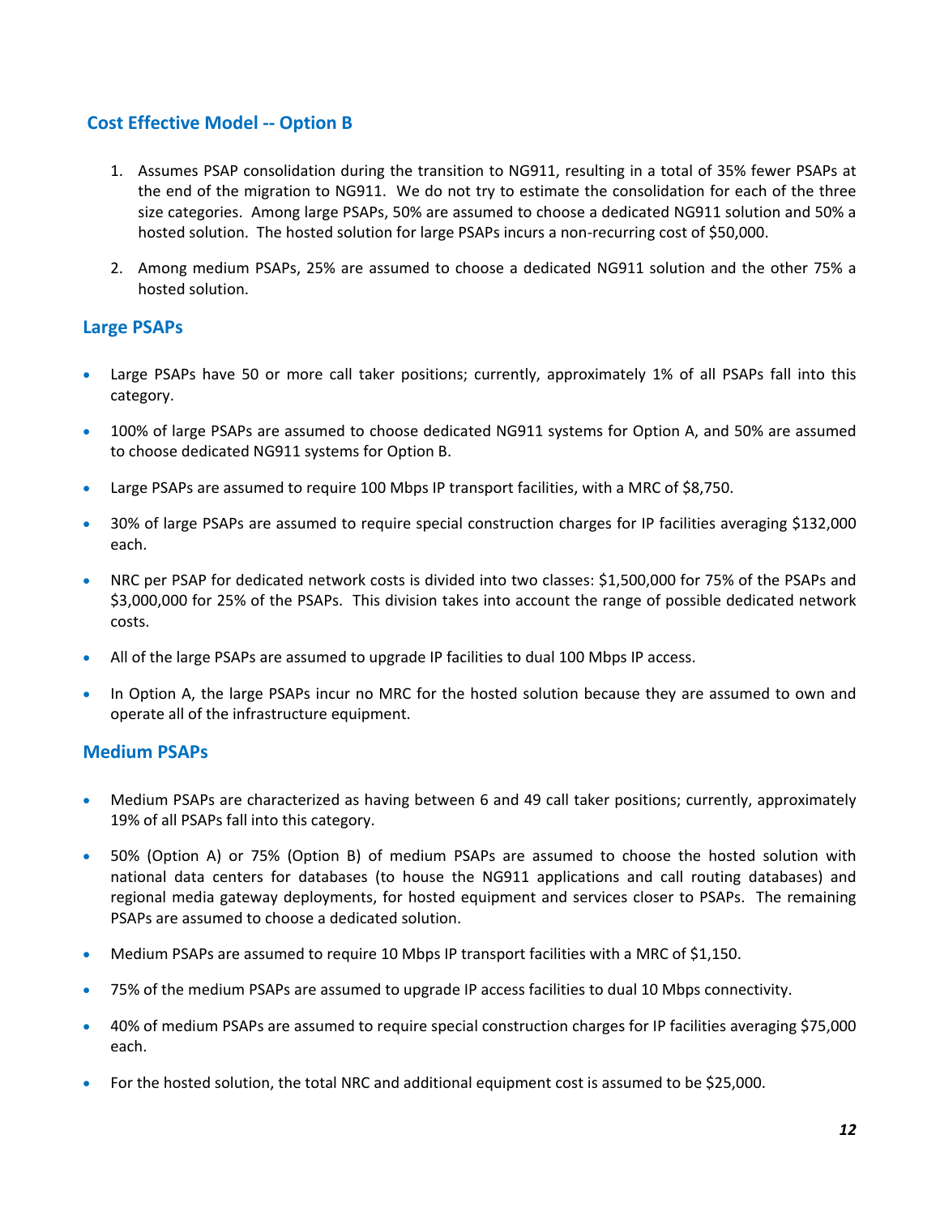## Cost Effective Model -- Option B

1. Assumes PSAP consolidation during the transition to NG911, resulting in a total of 35% fewer PSAPs at the end of the migration to NG911. We do not try to estimate the consolidation for each of the three size categories. Among large PSAPs, 50% are assumed to choose a dedicated NG911 solution and 50% a hosted solution. The hosted solution for large PSAPs incurs a non-recurring cost of $50,000.

2. Among medium PSAPs, 25% are assumed to choose a dedicated NG911 solution and the other 75% a hosted solution.

## Large PSAPs

- Large PSAPs have 50 or more call taker positions; currently, approximately 1% of all PSAPs fall into this category.
- 100% of large PSAPs are assumed to choose dedicated NG911 systems for Option A, and 50% are assumed to choose dedicated NG911 systems for Option B.
- Large PSAPs are assumed to require 100 Mbps IP transport facilities, with a MRC of $8,750.
- 30% of large PSAPs are assumed to require special construction charges for IP facilities averaging $132,000 each.
- NRC per PSAP for dedicated network costs is divided into two classes: $1,500,000 for 75% of the PSAPs and $3,000,000 for 25% of the PSAPs. This division takes into account the range of possible dedicated network costs.
- All of the large PSAPs are assumed to upgrade IP facilities to dual 100 Mbps IP access.
- In Option A, the large PSAPs incur no MRC for the hosted solution because they are assumed to own and operate all of the infrastructure equipment.

## Medium PSAPs

- Medium PSAPs are characterized as having between 6 and 49 call taker positions; currently, approximately 19% of all PSAPs fall into this category.
- 50% (Option A) or 75% (Option B) of medium PSAPs are assumed to choose the hosted solution with national data centers for databases (to house the NG911 applications and call routing databases) and regional media gateway deployments, for hosted equipment and services closer to PSAPs. The remaining PSAPs are assumed to choose a dedicated solution.
- Medium PSAPs are assumed to require 10 Mbps IP transport facilities with a MRC of $1,150.
- 75% of the medium PSAPs are assumed to upgrade IP access facilities to dual 10 Mbps connectivity.
- 40% of medium PSAPs are assumed to require special construction charges for IP facilities averaging $75,000 each.
- For the hosted solution, the total NRC and additional equipment cost is assumed to be $25,000.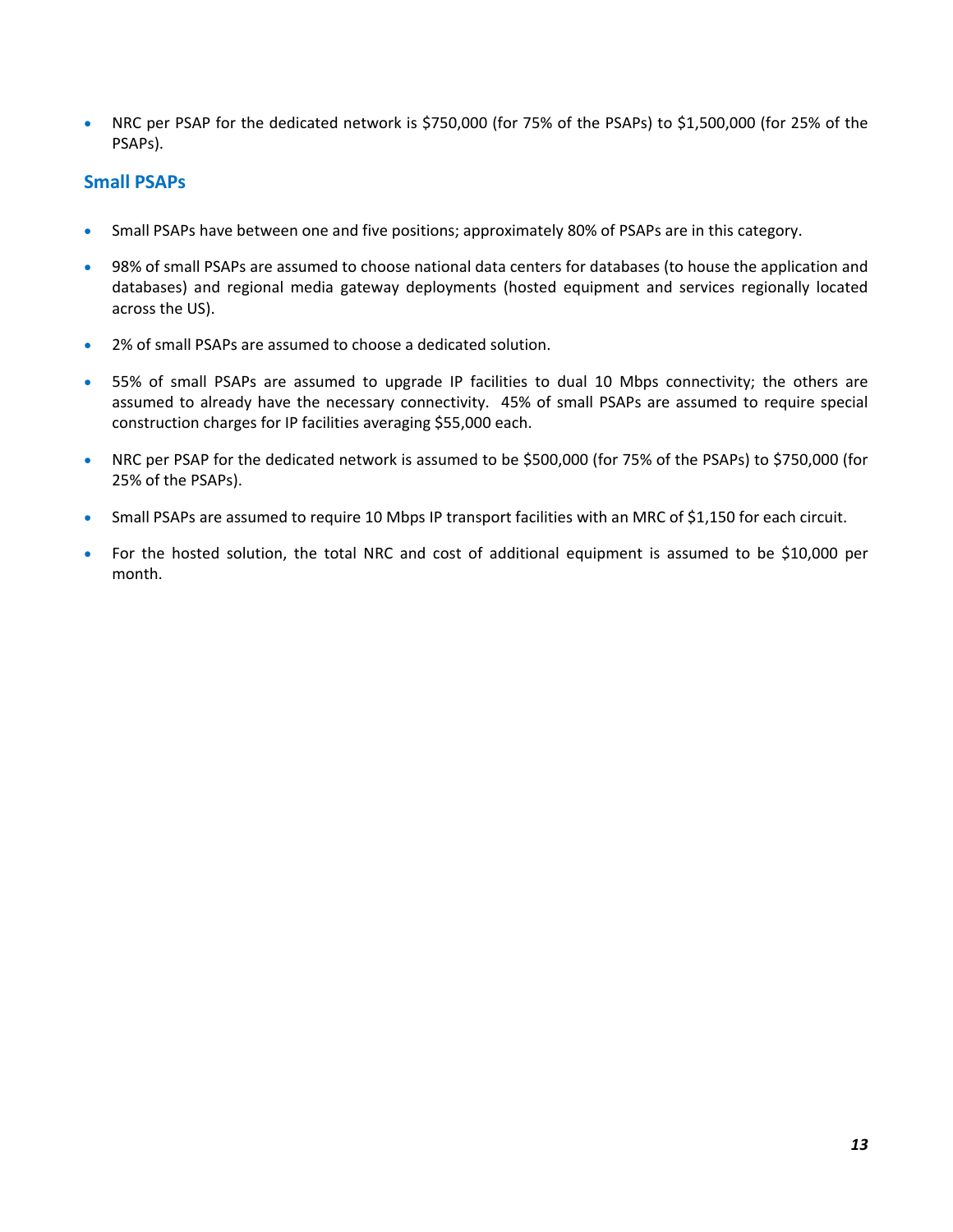- NRC per PSAP for the dedicated network is $750,000 (for 75% of the PSAPs) to $1,500,000 (for 25% of the PSAPs).

### Small PSAPs

- Small PSAPs have between one and five positions; approximately 80% of PSAPs are in this category.
- 98% of small PSAPs are assumed to choose national data centers for databases (to house the application and databases) and regional media gateway deployments (hosted equipment and services regionally located across the US).
- 2% of small PSAPs are assumed to choose a dedicated solution.
- 55% of small PSAPs are assumed to upgrade IP facilities to dual 10 Mbps connectivity; the others are assumed to already have the necessary connectivity. 45% of small PSAPs are assumed to require special construction charges for IP facilities averaging $55,000 each.
- NRC per PSAP for the dedicated network is assumed to be $500,000 (for 75% of the PSAPs) to $750,000 (for 25% of the PSAPs).
- Small PSAPs are assumed to require 10 Mbps IP transport facilities with an MRC of $1,150 for each circuit.
- For the hosted solution, the total NRC and cost of additional equipment is assumed to be $10,000 per month.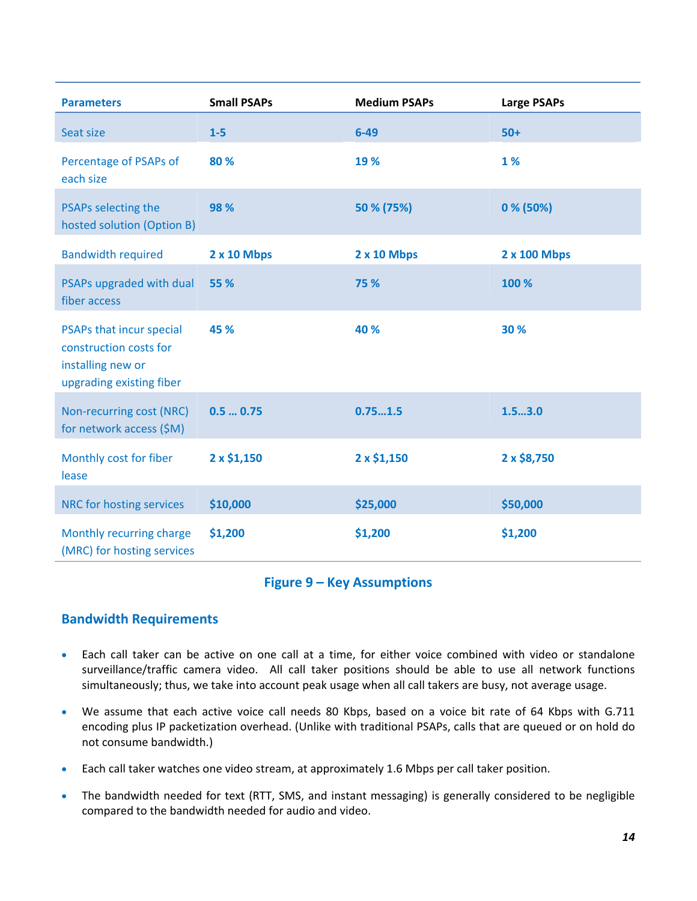| Parameters | Small PSAPs | Medium PSAPs | Large PSAPs |
|---|---|---|---|
| Seat size | 1-5 | 6-49 | 50+ |
| Percentage of PSAPs of each size | 80 % | 19 % | 1 % |
| PSAPs selecting the hosted solution (Option B) | 98 % | 50 % (75%) | 0 % (50%) |
| Bandwidth required | 2 x 10 Mbps | 2 x 10 Mbps | 2 x 100 Mbps |
| PSAPs upgraded with dual fiber access | 55 % | 75 % | 100 % |
| PSAPs that incur special construction costs for installing new or upgrading existing fiber | 45 % | 40 % | 30 % |
| Non-recurring cost (NRC) for network access ($M) | 0.5 … 0.75 | 0.75…1.5 | 1.5…3.0 |
| Monthly cost for fiber lease | 2 x $1,150 | 2 x $1,150 | 2 x $8,750 |
| NRC for hosting services | $10,000 | $25,000 | $50,000 |
| Monthly recurring charge (MRC) for hosting services | $1,200 | $1,200 | $1,200 |

**Figure 9 – Key Assumptions**

## Bandwidth Requirements

- Each call taker can be active on one call at a time, for either voice combined with video or standalone surveillance/traffic camera video. All call taker positions should be able to use all network functions simultaneously; thus, we take into account peak usage when all call takers are busy, not average usage.
- We assume that each active voice call needs 80 Kbps, based on a voice bit rate of 64 Kbps with G.711 encoding plus IP packetization overhead. (Unlike with traditional PSAPs, calls that are queued or on hold do not consume bandwidth.)
- Each call taker watches one video stream, at approximately 1.6 Mbps per call taker position.
- The bandwidth needed for text (RTT, SMS, and instant messaging) is generally considered to be negligible compared to the bandwidth needed for audio and video.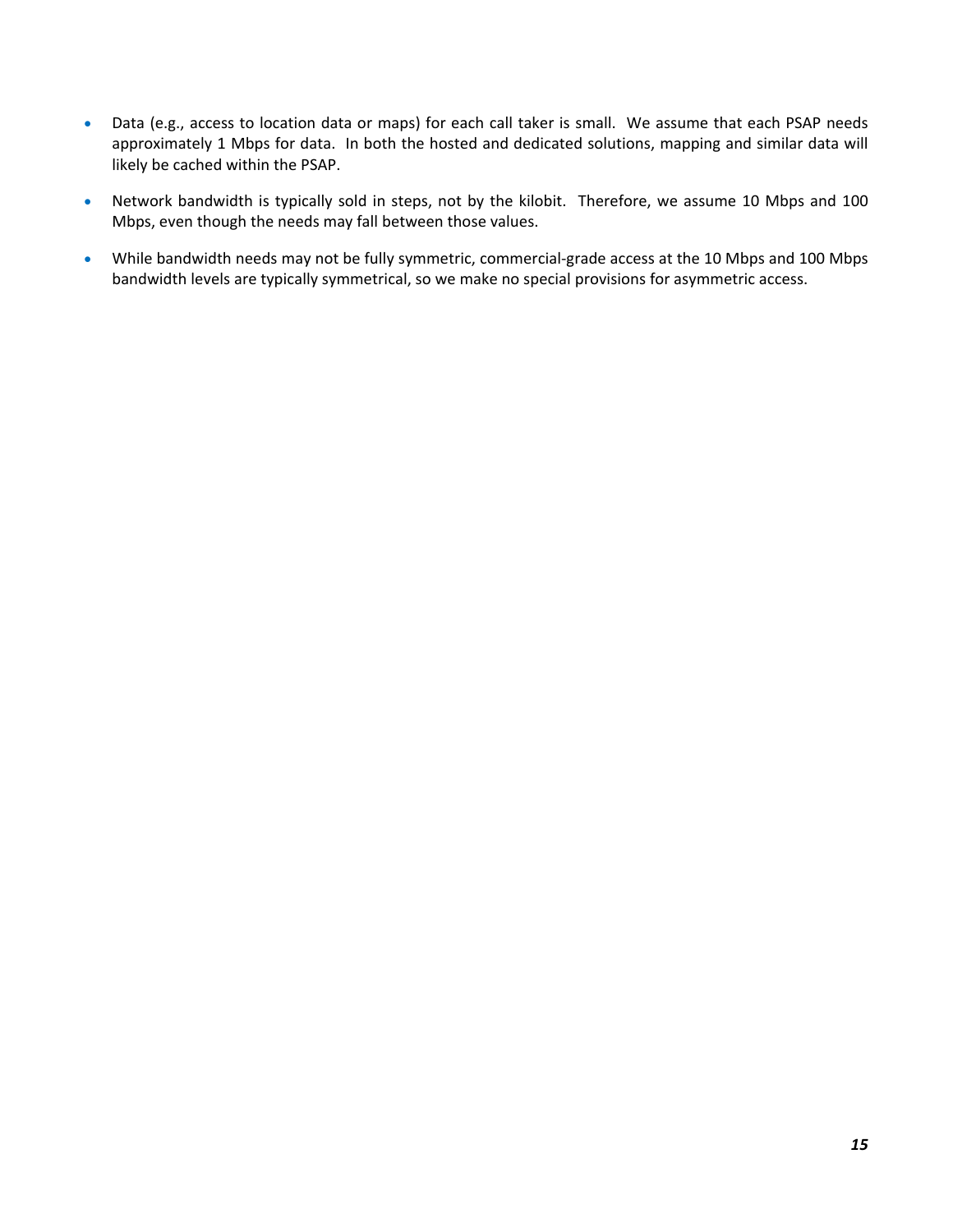- Data (e.g., access to location data or maps) for each call taker is small. We assume that each PSAP needs approximately 1 Mbps for data. In both the hosted and dedicated solutions, mapping and similar data will likely be cached within the PSAP.
- Network bandwidth is typically sold in steps, not by the kilobit. Therefore, we assume 10 Mbps and 100 Mbps, even though the needs may fall between those values.
- While bandwidth needs may not be fully symmetric, commercial-grade access at the 10 Mbps and 100 Mbps bandwidth levels are typically symmetrical, so we make no special provisions for asymmetric access.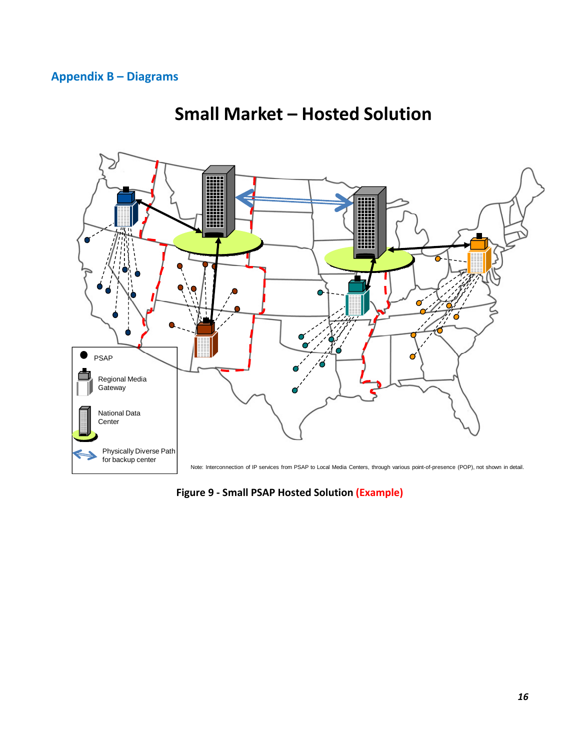## Appendix B – Diagrams

# Small Market – Hosted Solution

PSAP

Regional Media Gateway

National Data Center

Physically Diverse Path for backup center

Note: Interconnection of IP services from PSAP to Local Media Centers, through various point-of-presence (POP), not shown in detail.

**Figure 9 - Small PSAP Hosted Solution (Example)**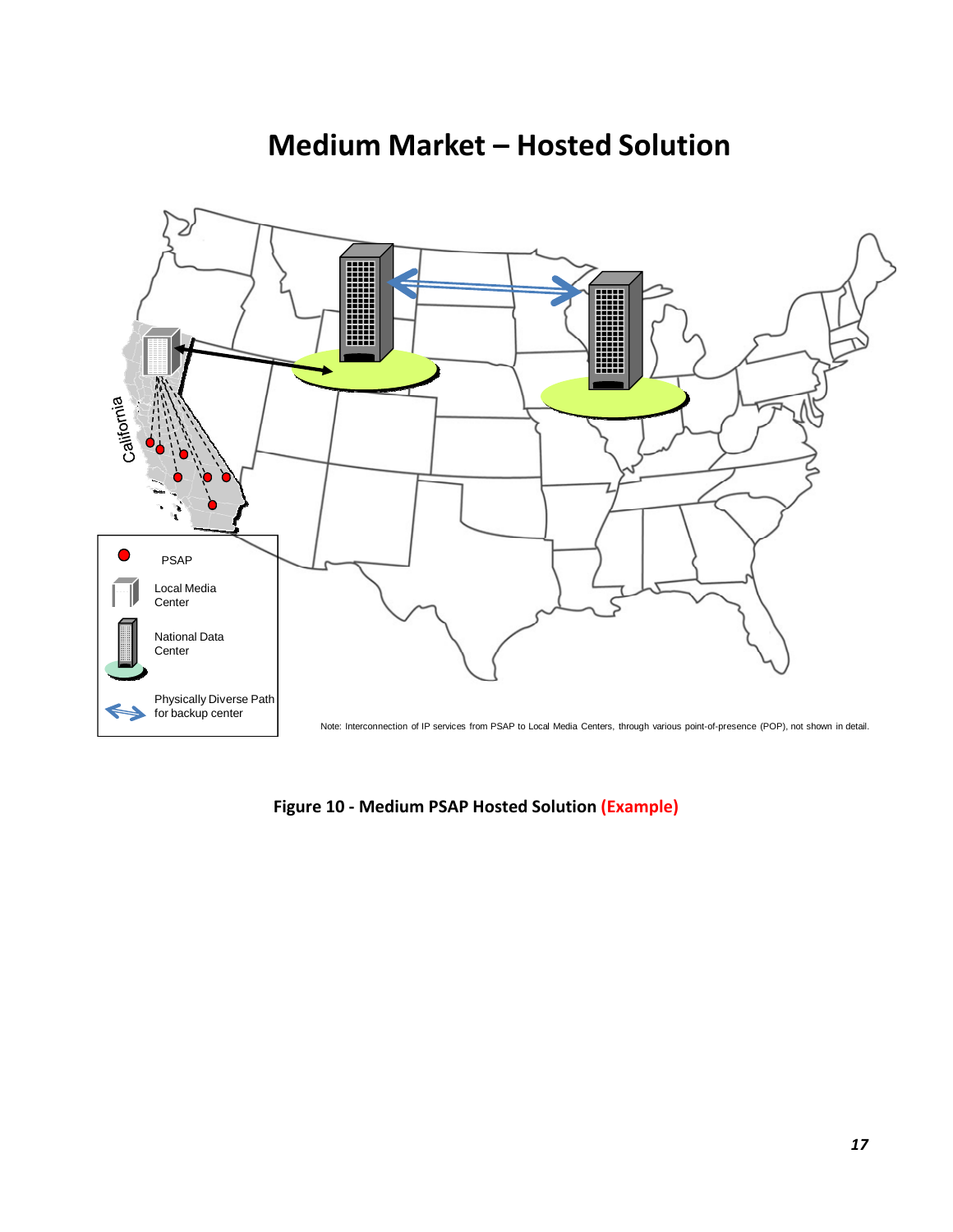# Medium Market – Hosted Solution

California

PSAP

Local Media Center

National Data Center

Physically Diverse Path for backup center

Note: Interconnection of IP services from PSAP to Local Media Centers, through various point-of-presence (POP), not shown in detail.

**Figure 10 - Medium PSAP Hosted Solution (Example)**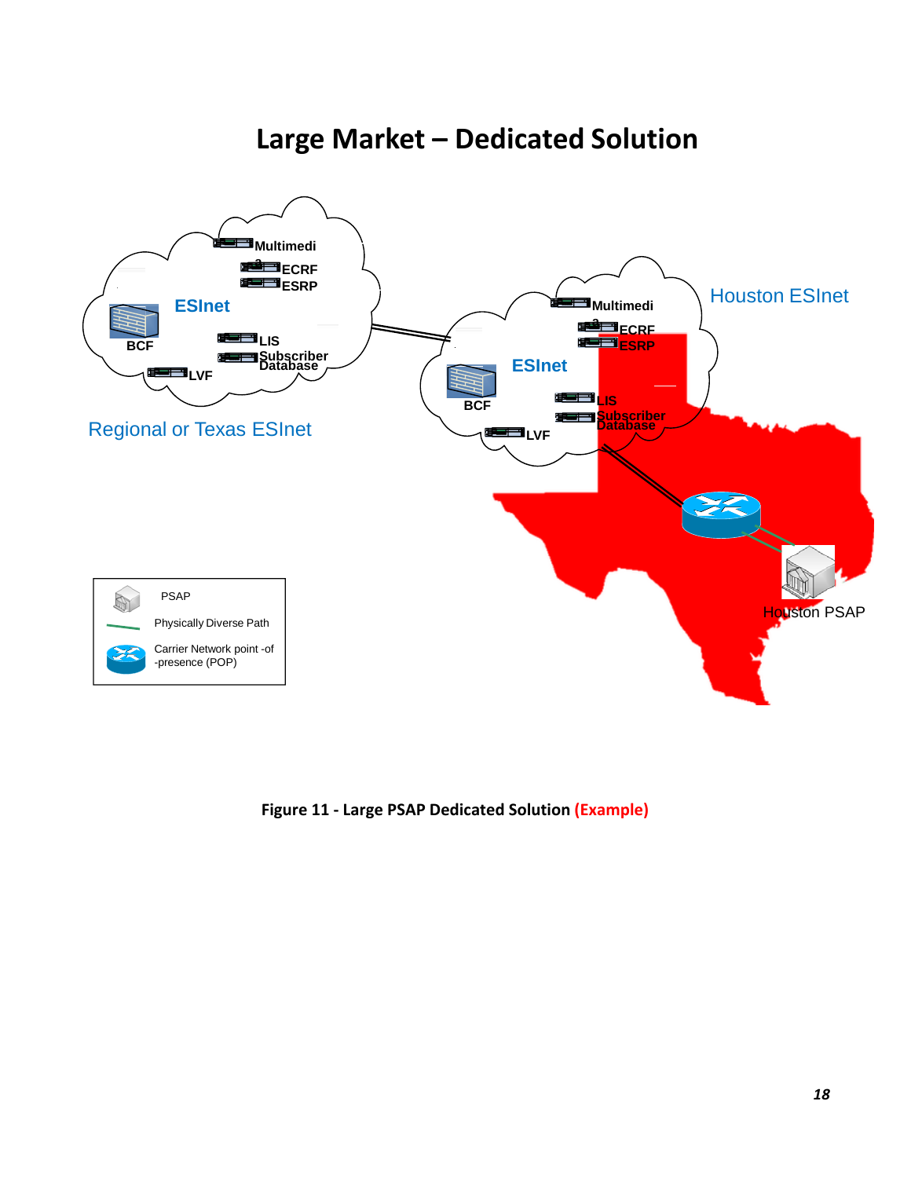# Large Market – Dedicated Solution

Regional or Texas ESInet

ESInet

BCF

Multimedia

ECRF

ESRP

LIS

Subscriber Database

LVF

Houston ESInet

ESInet

BCF

Multimedia

ECRF

ESRP

LIS

Subscriber Database

LVF

Houston PSAP

PSAP

Physically Diverse Path

Carrier Network point -of -presence (POP)

**Figure 11 - Large PSAP Dedicated Solution (Example)**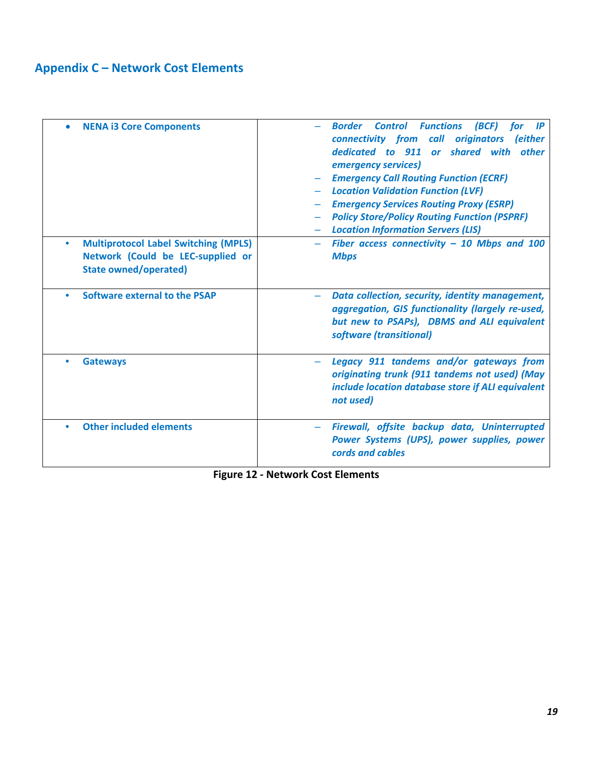## Appendix C – Network Cost Elements

| | |
|---|---|
| • **NENA i3 Core Components** | – ***Border Control Functions (BCF) for IP connectivity from call originators (either dedicated to 911 or shared with other emergency services)***<br>– ***Emergency Call Routing Function (ECRF)***<br>– ***Location Validation Function (LVF)***<br>– ***Emergency Services Routing Proxy (ESRP)***<br>– ***Policy Store/Policy Routing Function (PSPRF)***<br>– ***Location Information Servers (LIS)*** |
| • **Multiprotocol Label Switching (MPLS) Network (Could be LEC-supplied or State owned/operated)** | – ***Fiber access connectivity – 10 Mbps and 100 Mbps*** |
| • **Software external to the PSAP** | – ***Data collection, security, identity management, aggregation, GIS functionality (largely re-used, but new to PSAPs), DBMS and ALI equivalent software (transitional)*** |
| • **Gateways** | – ***Legacy 911 tandems and/or gateways from originating trunk (911 tandems not used) (May include location database store if ALI equivalent not used)*** |
| • **Other included elements** | – ***Firewall, offsite backup data, Uninterrupted Power Systems (UPS), power supplies, power cords and cables*** |

**Figure 12 - Network Cost Elements**